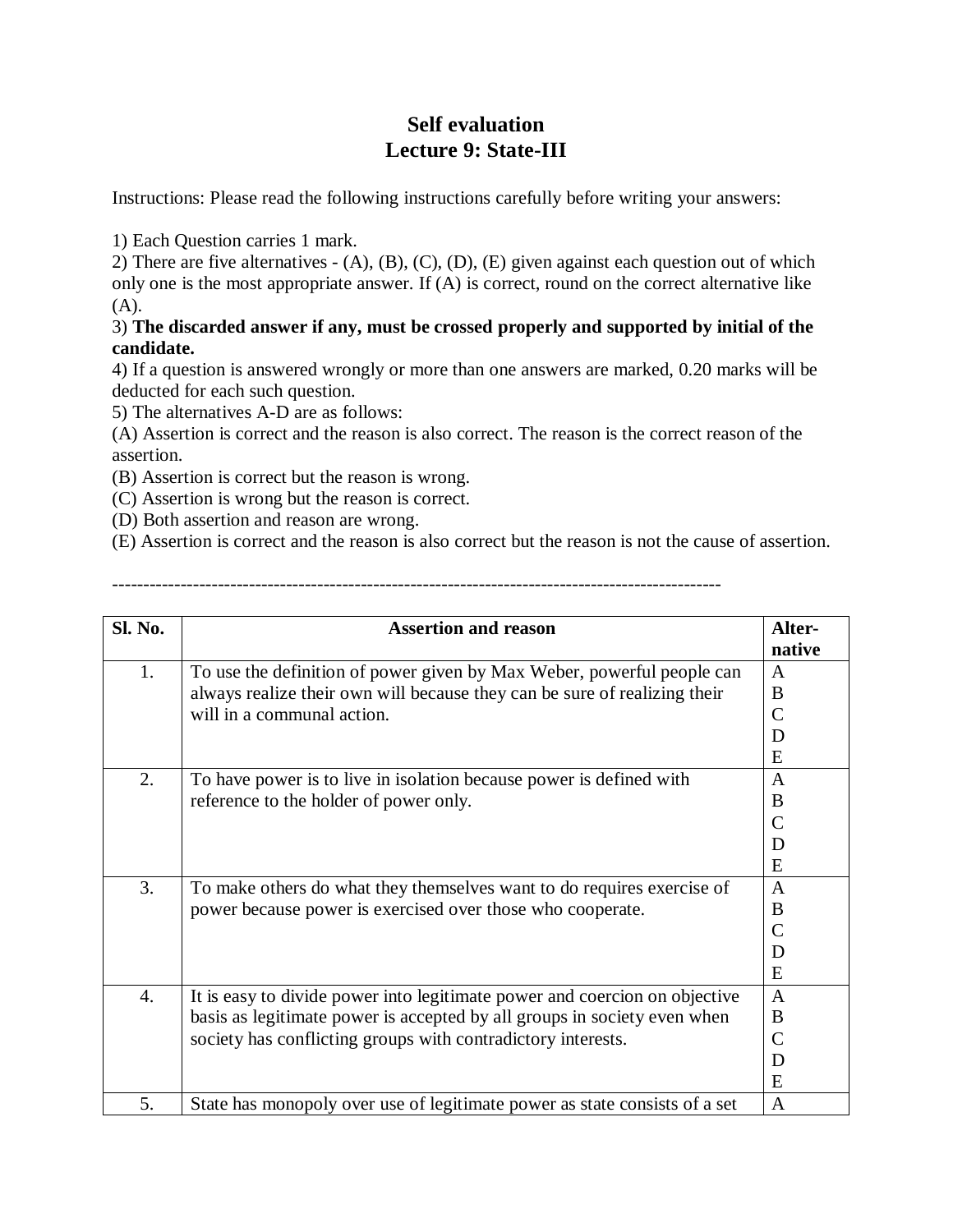# Self evaluation
# Lecture 9: State-III

Instructions: Please read the following instructions carefully before writing your answers:

1) Each Question carries 1 mark.
2) There are five alternatives - (A), (B), (C), (D), (E) given against each question out of which only one is the most appropriate answer. If (A) is correct, round on the correct alternative like (A).
3) **The discarded answer if any, must be crossed properly and supported by initial of the candidate.**
4) If a question is answered wrongly or more than one answers are marked, 0.20 marks will be deducted for each such question.
5) The alternatives A-D are as follows:
(A) Assertion is correct and the reason is also correct. The reason is the correct reason of the assertion.
(B) Assertion is correct but the reason is wrong.
(C) Assertion is wrong but the reason is correct.
(D) Both assertion and reason are wrong.
(E) Assertion is correct and the reason is also correct but the reason is not the cause of assertion.

---

| Sl. No. | Assertion and reason | Alter-native |
|---|---|---|
| 1. | To use the definition of power given by Max Weber, powerful people can always realize their own will because they can be sure of realizing their will in a communal action. | A B C D E |
| 2. | To have power is to live in isolation because power is defined with reference to the holder of power only. | A B C D E |
| 3. | To make others do what they themselves want to do requires exercise of power because power is exercised over those who cooperate. | A B C D E |
| 4. | It is easy to divide power into legitimate power and coercion on objective basis as legitimate power is accepted by all groups in society even when society has conflicting groups with contradictory interests. | A B C D E |
| 5. | State has monopoly over use of legitimate power as state consists of a set | A |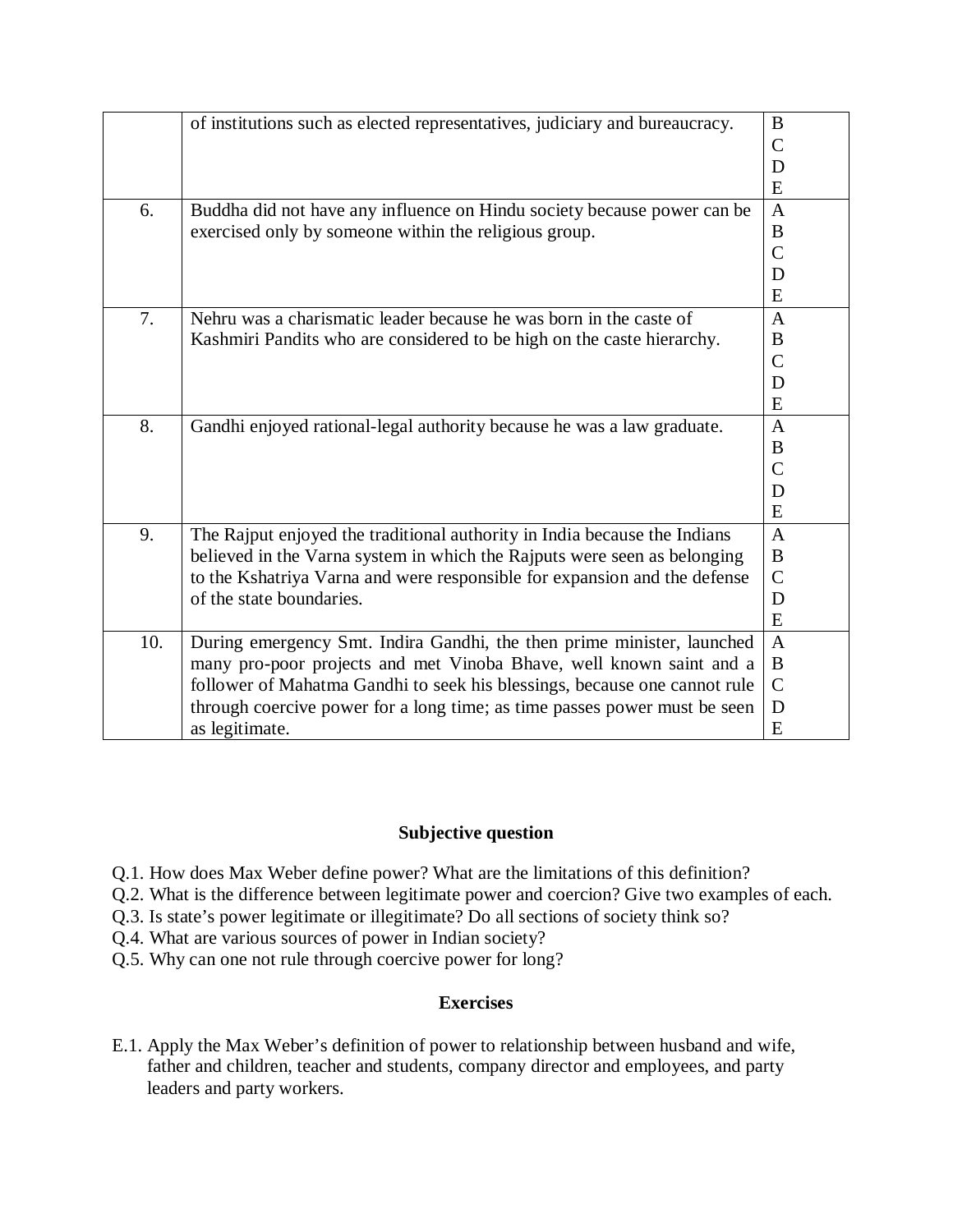|  |  |  |
|---|---|---|
|  | of institutions such as elected representatives, judiciary and bureaucracy. | B<br>C<br>D<br>E |
| 6. | Buddha did not have any influence on Hindu society because power can be exercised only by someone within the religious group. | A<br>B<br>C<br>D<br>E |
| 7. | Nehru was a charismatic leader because he was born in the caste of Kashmiri Pandits who are considered to be high on the caste hierarchy. | A<br>B<br>C<br>D<br>E |
| 8. | Gandhi enjoyed rational-legal authority because he was a law graduate. | A<br>B<br>C<br>D<br>E |
| 9. | The Rajput enjoyed the traditional authority in India because the Indians believed in the Varna system in which the Rajputs were seen as belonging to the Kshatriya Varna and were responsible for expansion and the defense of the state boundaries. | A<br>B<br>C<br>D<br>E |
| 10. | During emergency Smt. Indira Gandhi, the then prime minister, launched many pro-poor projects and met Vinoba Bhave, well known saint and a follower of Mahatma Gandhi to seek his blessings, because one cannot rule through coercive power for a long time; as time passes power must be seen as legitimate. | A<br>B<br>C<br>D<br>E |

## Subjective question

Q.1. How does Max Weber define power? What are the limitations of this definition?
Q.2. What is the difference between legitimate power and coercion? Give two examples of each.
Q.3. Is state's power legitimate or illegitimate? Do all sections of society think so?
Q.4. What are various sources of power in Indian society?
Q.5. Why can one not rule through coercive power for long?

## Exercises

E.1. Apply the Max Weber's definition of power to relationship between husband and wife, father and children, teacher and students, company director and employees, and party leaders and party workers.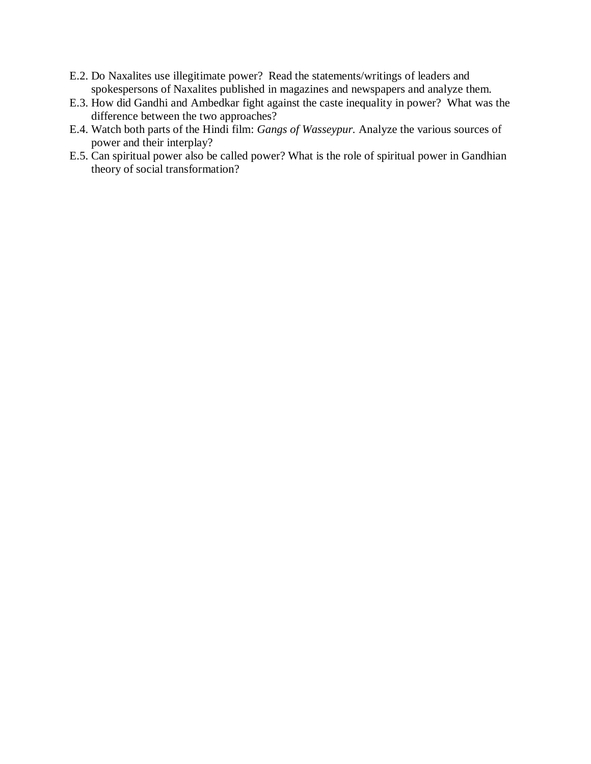E.2. Do Naxalites use illegitimate power? Read the statements/writings of leaders and spokespersons of Naxalites published in magazines and newspapers and analyze them.

E.3. How did Gandhi and Ambedkar fight against the caste inequality in power? What was the difference between the two approaches?

E.4. Watch both parts of the Hindi film: *Gangs of Wasseypur.* Analyze the various sources of power and their interplay?

E.5. Can spiritual power also be called power? What is the role of spiritual power in Gandhian theory of social transformation?